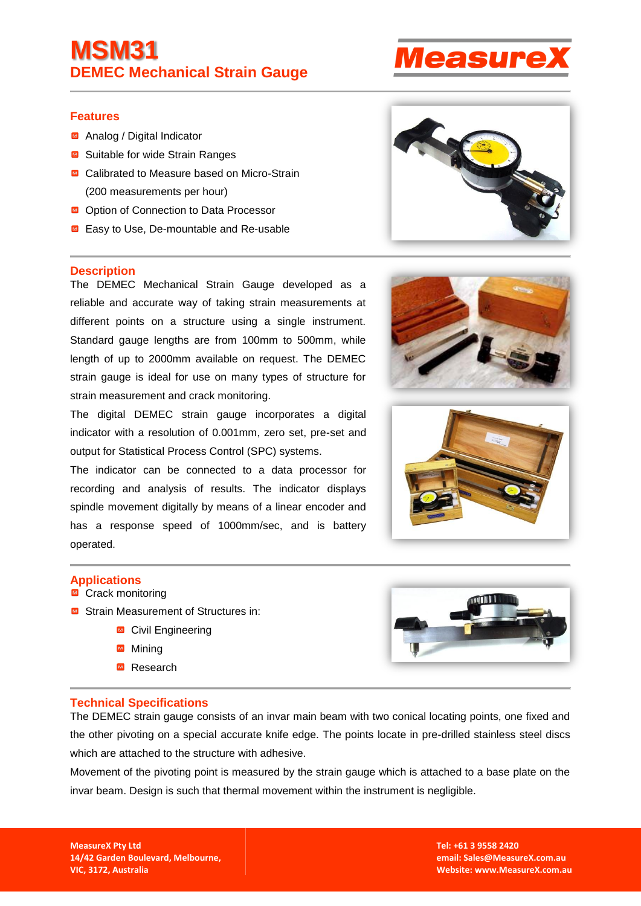# MSM31

## DEMEC Mechanical Strain Gauge

MeasureX

### Features

- Analog / Digital Indicator
- Suitable for wide Strain Ranges
- Calibrated to Measure based on Micro-Strain (200 measurements per hour)
- Option of Connection to Data Processor
- Easy to Use, De-mountable and Re-usable

### Description

The DEMEC Mechanical Strain Gauge developed as a reliable and accurate way of taking strain measurements at different points on a structure using a single instrument. Standard gauge lengths are from 100mm to 500mm, while length of up to 2000mm available on request. The DEMEC strain gauge is ideal for use on many types of structure for strain measurement and crack monitoring.

The digital DEMEC strain gauge incorporates a digital indicator with a resolution of 0.001mm, zero set, pre-set and output for Statistical Process Control (SPC) systems.

The indicator can be connected to a data processor for recording and analysis of results. The indicator displays spindle movement digitally by means of a linear encoder and has a response speed of 1000mm/sec, and is battery operated.

### Applications

- Crack monitoring
- Strain Measurement of Structures in:
  - Civil Engineering
  - Mining
  - Research

### Technical Specifications

The DEMEC strain gauge consists of an invar main beam with two conical locating points, one fixed and the other pivoting on a special accurate knife edge. The points locate in pre-drilled stainless steel discs which are attached to the structure with adhesive.

Movement of the pivoting point is measured by the strain gauge which is attached to a base plate on the invar beam. Design is such that thermal movement within the instrument is negligible.

**MeasureX Pty Ltd**
**14/42 Garden Boulevard, Melbourne,**
**VIC, 3172, Australia**

**Tel: +61 3 9558 2420**
**email: Sales@MeasureX.com.au**
**Website: www.MeasureX.com.au**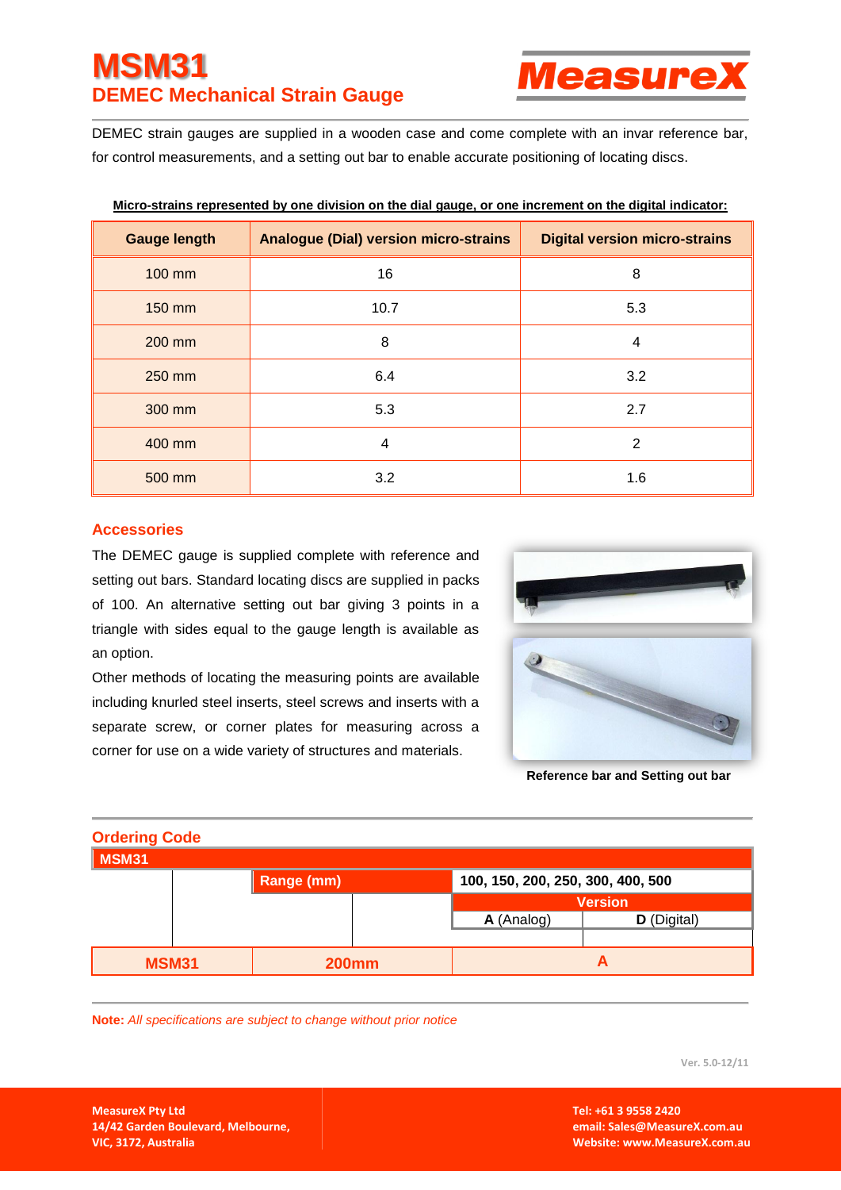# MSM31

## DEMEC Mechanical Strain Gauge

DEMEC strain gauges are supplied in a wooden case and come complete with an invar reference bar, for control measurements, and a setting out bar to enable accurate positioning of locating discs.

**Micro-strains represented by one division on the dial gauge, or one increment on the digital indicator:**

| Gauge length | Analogue (Dial) version micro-strains | Digital version micro-strains |
|---|---|---|
| 100 mm | 16 | 8 |
| 150 mm | 10.7 | 5.3 |
| 200 mm | 8 | 4 |
| 250 mm | 6.4 | 3.2 |
| 300 mm | 5.3 | 2.7 |
| 400 mm | 4 | 2 |
| 500 mm | 3.2 | 1.6 |

## Accessories

The DEMEC gauge is supplied complete with reference and setting out bars. Standard locating discs are supplied in packs of 100. An alternative setting out bar giving 3 points in a triangle with sides equal to the gauge length is available as an option.

Other methods of locating the measuring points are available including knurled steel inserts, steel screws and inserts with a separate screw, or corner plates for measuring across a corner for use on a wide variety of structures and materials.

**Reference bar and Setting out bar**

## Ordering Code

| MSM31 | | | | |
|---|---|---|---|---|
| | Range (mm) | | 100, 150, 200, 250, 300, 400, 500 | |
| | | | Version | |
| | | | **A** (Analog) | **D** (Digital) |
| **MSM31** | **200mm** | | **A** | |

**Note:** *All specifications are subject to change without prior notice*

Ver. 5.0-12/11

MeasureX Pty Ltd
14/42 Garden Boulevard, Melbourne,
VIC, 3172, Australia

Tel: +61 3 9558 2420
email: Sales@MeasureX.com.au
Website: www.MeasureX.com.au